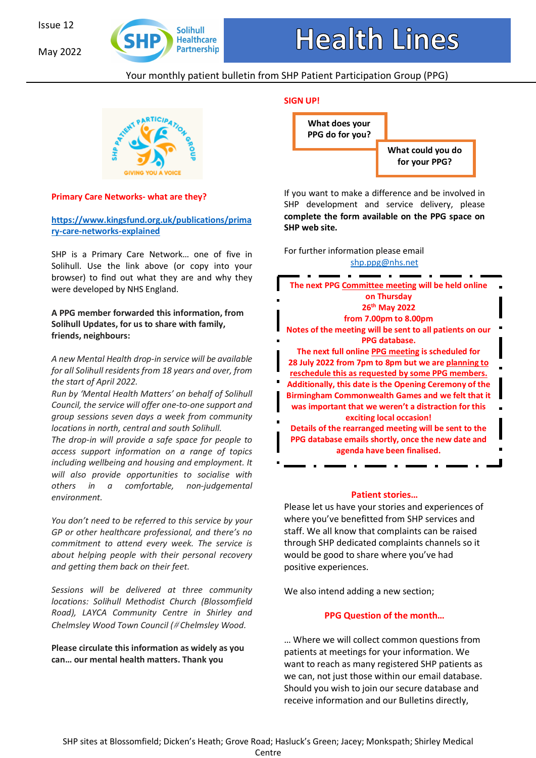Issue 12

May 2022

# Health Lines

Your monthly patient bulletin from SHP Patient Participation Group (PPG)

**Primary Care Networks- what are they?**

https://www.kingsfund.org.uk/publications/primary-care-networks-explained

SHP is a Primary Care Network… one of five in Solihull. Use the link above (or copy into your browser) to find out what they are and why they were developed by NHS England.

**A PPG member forwarded this information, from Solihull Updates, for us to share with family, friends, neighbours:**

*A new Mental Health drop-in service will be available for all Solihull residents from 18 years and over, from the start of April 2022.*
*Run by 'Mental Health Matters' on behalf of Solihull Council, the service will offer one-to-one support and group sessions seven days a week from community locations in north, central and south Solihull.*
*The drop-in will provide a safe space for people to access support information on a range of topics including wellbeing and housing and employment. It will also provide opportunities to socialise with others in a comfortable, non-judgemental environment.*

*You don't need to be referred to this service by your GP or other healthcare professional, and there's no commitment to attend every week. The service is about helping people with their personal recovery and getting them back on their feet.*

*Sessions will be delivered at three community locations: Solihull Methodist Church (Blossomfield Road), LAYCA Community Centre in Shirley and Chelmsley Wood Town Council (#Chelmsley Wood.*

**Please circulate this information as widely as you can… our mental health matters. Thank you**

**SIGN UP!**

**What does your PPG do for you?**

**What could you do for your PPG?**

If you want to make a difference and be involved in SHP development and service delivery, please **complete the form available on the PPG space on SHP web site.**

For further information please email shp.ppg@nhs.net

**The next PPG Committee meeting will be held online on Thursday 26th May 2022 from 7.00pm to 8.00pm**
**Notes of the meeting will be sent to all patients on our PPG database.**
**The next full online PPG meeting is scheduled for 28 July 2022 from 7pm to 8pm but we are planning to reschedule this as requested by some PPG members. Additionally, this date is the Opening Ceremony of the Birmingham Commonwealth Games and we felt that it was important that we weren't a distraction for this exciting local occasion!**
**Details of the rearranged meeting will be sent to the PPG database emails shortly, once the new date and agenda have been finalised.**

**Patient stories…**

Please let us have your stories and experiences of where you've benefitted from SHP services and staff. We all know that complaints can be raised through SHP dedicated complaints channels so it would be good to share where you've had positive experiences.

We also intend adding a new section;

**PPG Question of the month…**

… Where we will collect common questions from patients at meetings for your information. We want to reach as many registered SHP patients as we can, not just those within our email database. Should you wish to join our secure database and receive information and our Bulletins directly,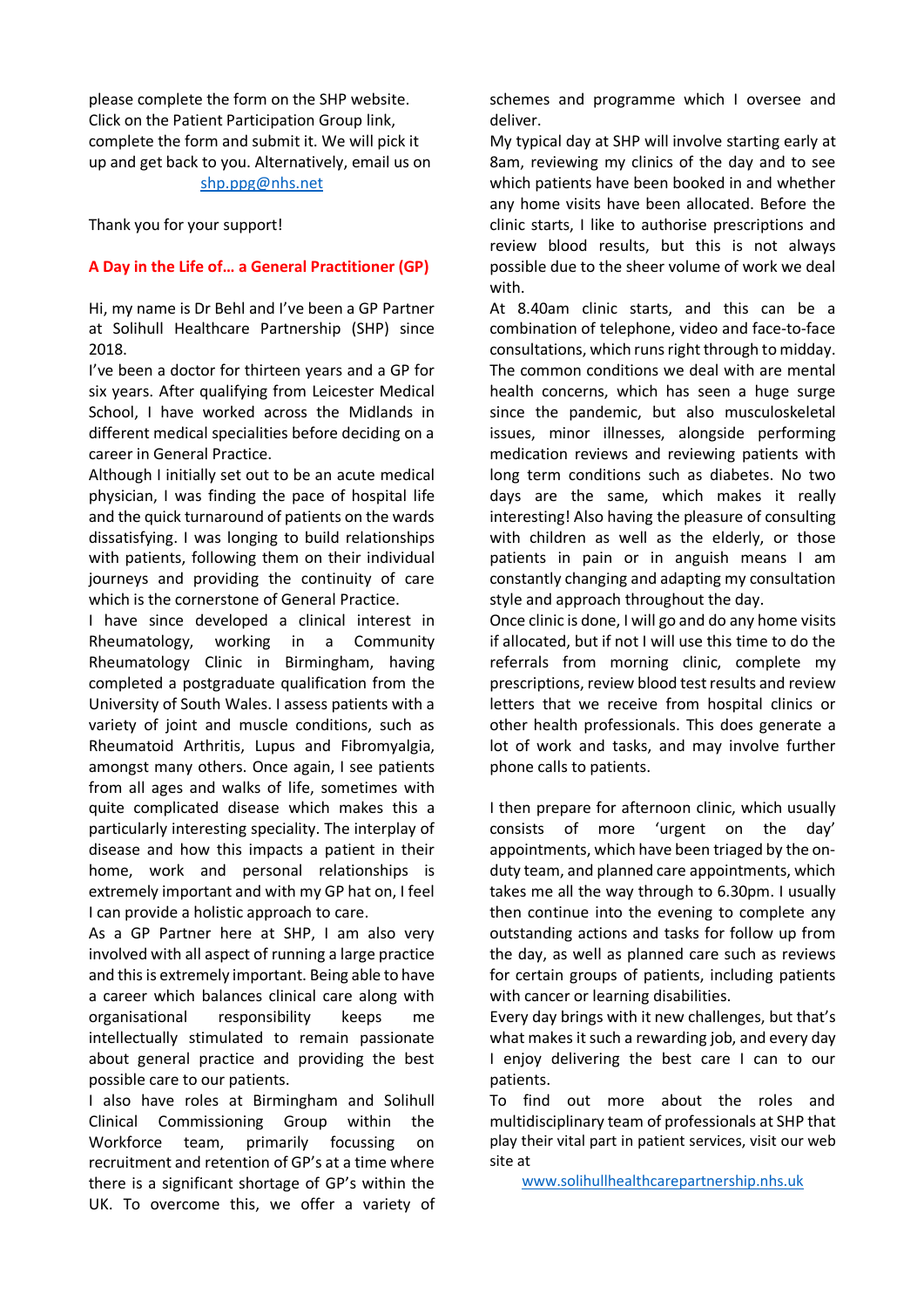please complete the form on the SHP website. Click on the Patient Participation Group link, complete the form and submit it. We will pick it up and get back to you. Alternatively, email us on [shp.ppg@nhs.net](mailto:shp.ppg@nhs.net)

Thank you for your support!

## A Day in the Life of… a General Practitioner (GP)

Hi, my name is Dr Behl and I've been a GP Partner at Solihull Healthcare Partnership (SHP) since 2018.

I've been a doctor for thirteen years and a GP for six years. After qualifying from Leicester Medical School, I have worked across the Midlands in different medical specialities before deciding on a career in General Practice.

Although I initially set out to be an acute medical physician, I was finding the pace of hospital life and the quick turnaround of patients on the wards dissatisfying. I was longing to build relationships with patients, following them on their individual journeys and providing the continuity of care which is the cornerstone of General Practice.

I have since developed a clinical interest in Rheumatology, working in a Community Rheumatology Clinic in Birmingham, having completed a postgraduate qualification from the University of South Wales. I assess patients with a variety of joint and muscle conditions, such as Rheumatoid Arthritis, Lupus and Fibromyalgia, amongst many others. Once again, I see patients from all ages and walks of life, sometimes with quite complicated disease which makes this a particularly interesting speciality. The interplay of disease and how this impacts a patient in their home, work and personal relationships is extremely important and with my GP hat on, I feel I can provide a holistic approach to care.

As a GP Partner here at SHP, I am also very involved with all aspect of running a large practice and this is extremely important. Being able to have a career which balances clinical care along with organisational responsibility keeps me intellectually stimulated to remain passionate about general practice and providing the best possible care to our patients.

I also have roles at Birmingham and Solihull Clinical Commissioning Group within the Workforce team, primarily focussing on recruitment and retention of GP's at a time where there is a significant shortage of GP's within the UK. To overcome this, we offer a variety of schemes and programme which I oversee and deliver.

My typical day at SHP will involve starting early at 8am, reviewing my clinics of the day and to see which patients have been booked in and whether any home visits have been allocated. Before the clinic starts, I like to authorise prescriptions and review blood results, but this is not always possible due to the sheer volume of work we deal with.

At 8.40am clinic starts, and this can be a combination of telephone, video and face-to-face consultations, which runs right through to midday. The common conditions we deal with are mental health concerns, which has seen a huge surge since the pandemic, but also musculoskeletal issues, minor illnesses, alongside performing medication reviews and reviewing patients with long term conditions such as diabetes. No two days are the same, which makes it really interesting! Also having the pleasure of consulting with children as well as the elderly, or those patients in pain or in anguish means I am constantly changing and adapting my consultation style and approach throughout the day.

Once clinic is done, I will go and do any home visits if allocated, but if not I will use this time to do the referrals from morning clinic, complete my prescriptions, review blood test results and review letters that we receive from hospital clinics or other health professionals. This does generate a lot of work and tasks, and may involve further phone calls to patients.

I then prepare for afternoon clinic, which usually consists of more 'urgent on the day' appointments, which have been triaged by the on-duty team, and planned care appointments, which takes me all the way through to 6.30pm. I usually then continue into the evening to complete any outstanding actions and tasks for follow up from the day, as well as planned care such as reviews for certain groups of patients, including patients with cancer or learning disabilities.

Every day brings with it new challenges, but that's what makes it such a rewarding job, and every day I enjoy delivering the best care I can to our patients.

To find out more about the roles and multidisciplinary team of professionals at SHP that play their vital part in patient services, visit our web site at

[www.solihullhealthcarepartnership.nhs.uk](http://www.solihullhealthcarepartnership.nhs.uk)